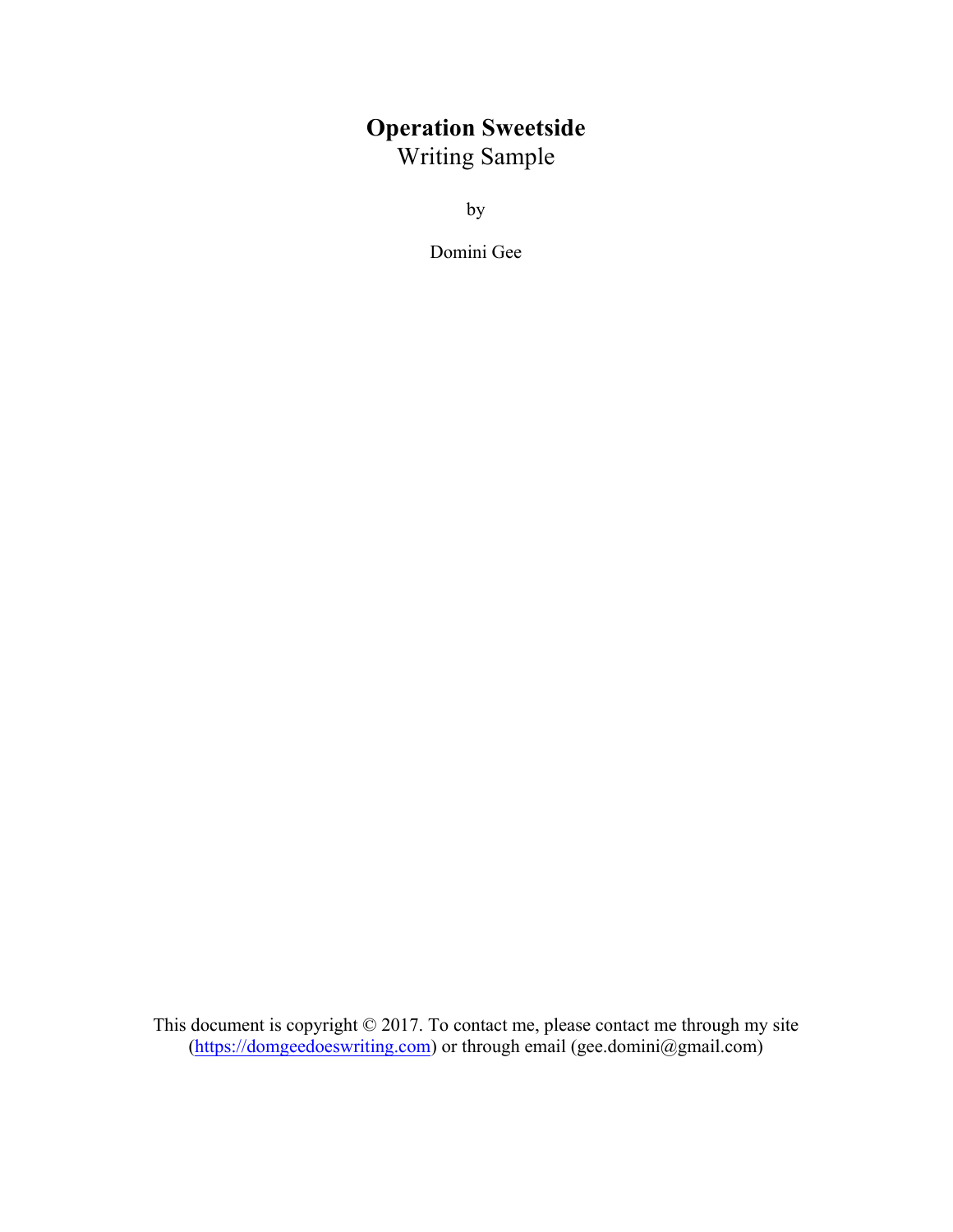# Operation Sweetside

Writing Sample

by

Domini Gee

This document is copyright © 2017. To contact me, please contact me through my site ([https://domgeedoeswriting.com](https://domgeedoeswriting.com)) or through email (gee.domini@gmail.com)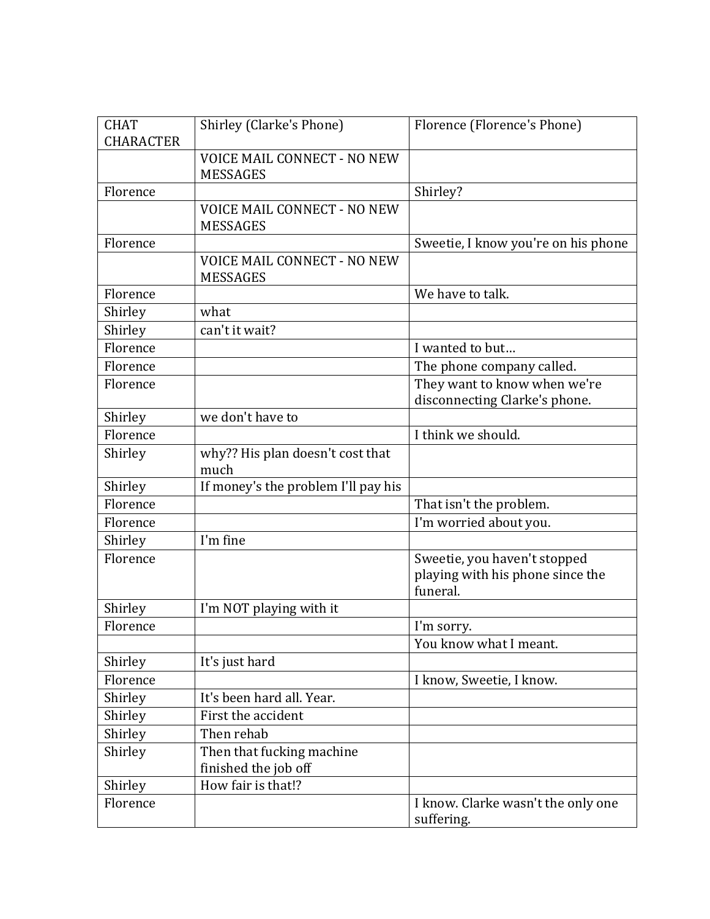| CHAT CHARACTER | Shirley (Clarke's Phone) | Florence (Florence's Phone) |
| --- | --- | --- |
| | VOICE MAIL CONNECT - NO NEW MESSAGES | |
| Florence | | Shirley? |
| | VOICE MAIL CONNECT - NO NEW MESSAGES | |
| Florence | | Sweetie, I know you're on his phone |
| | VOICE MAIL CONNECT - NO NEW MESSAGES | |
| Florence | | We have to talk. |
| Shirley | what | |
| Shirley | can't it wait? | |
| Florence | | I wanted to but… |
| Florence | | The phone company called. |
| Florence | | They want to know when we're disconnecting Clarke's phone. |
| Shirley | we don't have to | |
| Florence | | I think we should. |
| Shirley | why?? His plan doesn't cost that much | |
| Shirley | If money's the problem I'll pay his | |
| Florence | | That isn't the problem. |
| Florence | | I'm worried about you. |
| Shirley | I'm fine | |
| Florence | | Sweetie, you haven't stopped playing with his phone since the funeral. |
| Shirley | I'm NOT playing with it | |
| Florence | | I'm sorry. |
| | | You know what I meant. |
| Shirley | It's just hard | |
| Florence | | I know, Sweetie, I know. |
| Shirley | It's been hard all. Year. | |
| Shirley | First the accident | |
| Shirley | Then rehab | |
| Shirley | Then that fucking machine finished the job off | |
| Shirley | How fair is that!? | |
| Florence | | I know. Clarke wasn't the only one suffering. |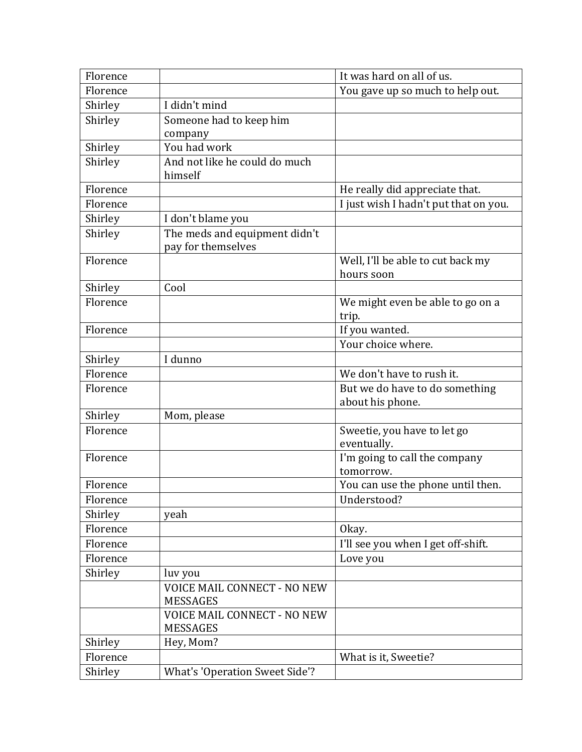| Florence | | It was hard on all of us. |
|---|---|---|
| Florence | | You gave up so much to help out. |
| Shirley | I didn't mind | |
| Shirley | Someone had to keep him company | |
| Shirley | You had work | |
| Shirley | And not like he could do much himself | |
| Florence | | He really did appreciate that. |
| Florence | | I just wish I hadn't put that on you. |
| Shirley | I don't blame you | |
| Shirley | The meds and equipment didn't pay for themselves | |
| Florence | | Well, I'll be able to cut back my hours soon |
| Shirley | Cool | |
| Florence | | We might even be able to go on a trip. |
| Florence | | If you wanted. |
| | | Your choice where. |
| Shirley | I dunno | |
| Florence | | We don't have to rush it. |
| Florence | | But we do have to do something about his phone. |
| Shirley | Mom, please | |
| Florence | | Sweetie, you have to let go eventually. |
| Florence | | I'm going to call the company tomorrow. |
| Florence | | You can use the phone until then. |
| Florence | | Understood? |
| Shirley | yeah | |
| Florence | | Okay. |
| Florence | | I'll see you when I get off-shift. |
| Florence | | Love you |
| Shirley | luv you | |
| | VOICE MAIL CONNECT - NO NEW MESSAGES | |
| | VOICE MAIL CONNECT - NO NEW MESSAGES | |
| Shirley | Hey, Mom? | |
| Florence | | What is it, Sweetie? |
| Shirley | What's 'Operation Sweet Side'? | |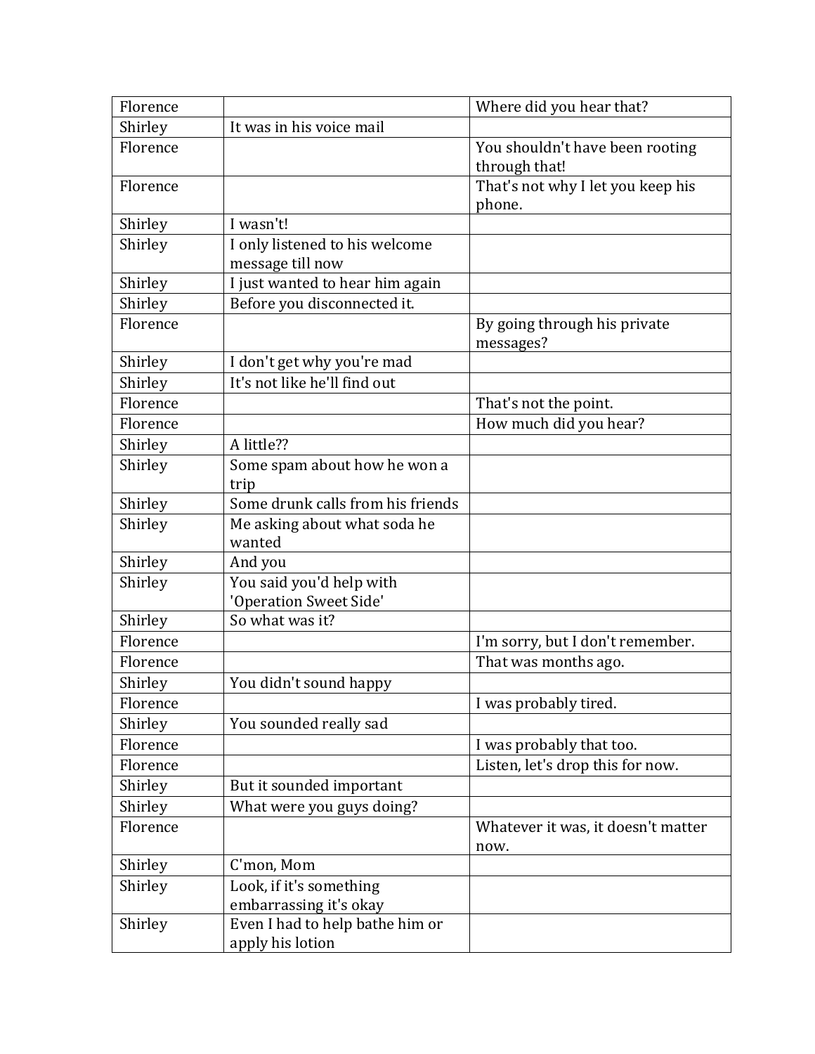| Florence | | Where did you hear that? |
|---|---|---|
| Shirley | It was in his voice mail | |
| Florence | | You shouldn't have been rooting through that! |
| Florence | | That's not why I let you keep his phone. |
| Shirley | I wasn't! | |
| Shirley | I only listened to his welcome message till now | |
| Shirley | I just wanted to hear him again | |
| Shirley | Before you disconnected it. | |
| Florence | | By going through his private messages? |
| Shirley | I don't get why you're mad | |
| Shirley | It's not like he'll find out | |
| Florence | | That's not the point. |
| Florence | | How much did you hear? |
| Shirley | A little?? | |
| Shirley | Some spam about how he won a trip | |
| Shirley | Some drunk calls from his friends | |
| Shirley | Me asking about what soda he wanted | |
| Shirley | And you | |
| Shirley | You said you'd help with 'Operation Sweet Side' | |
| Shirley | So what was it? | |
| Florence | | I'm sorry, but I don't remember. |
| Florence | | That was months ago. |
| Shirley | You didn't sound happy | |
| Florence | | I was probably tired. |
| Shirley | You sounded really sad | |
| Florence | | I was probably that too. |
| Florence | | Listen, let's drop this for now. |
| Shirley | But it sounded important | |
| Shirley | What were you guys doing? | |
| Florence | | Whatever it was, it doesn't matter now. |
| Shirley | C'mon, Mom | |
| Shirley | Look, if it's something embarrassing it's okay | |
| Shirley | Even I had to help bathe him or apply his lotion | |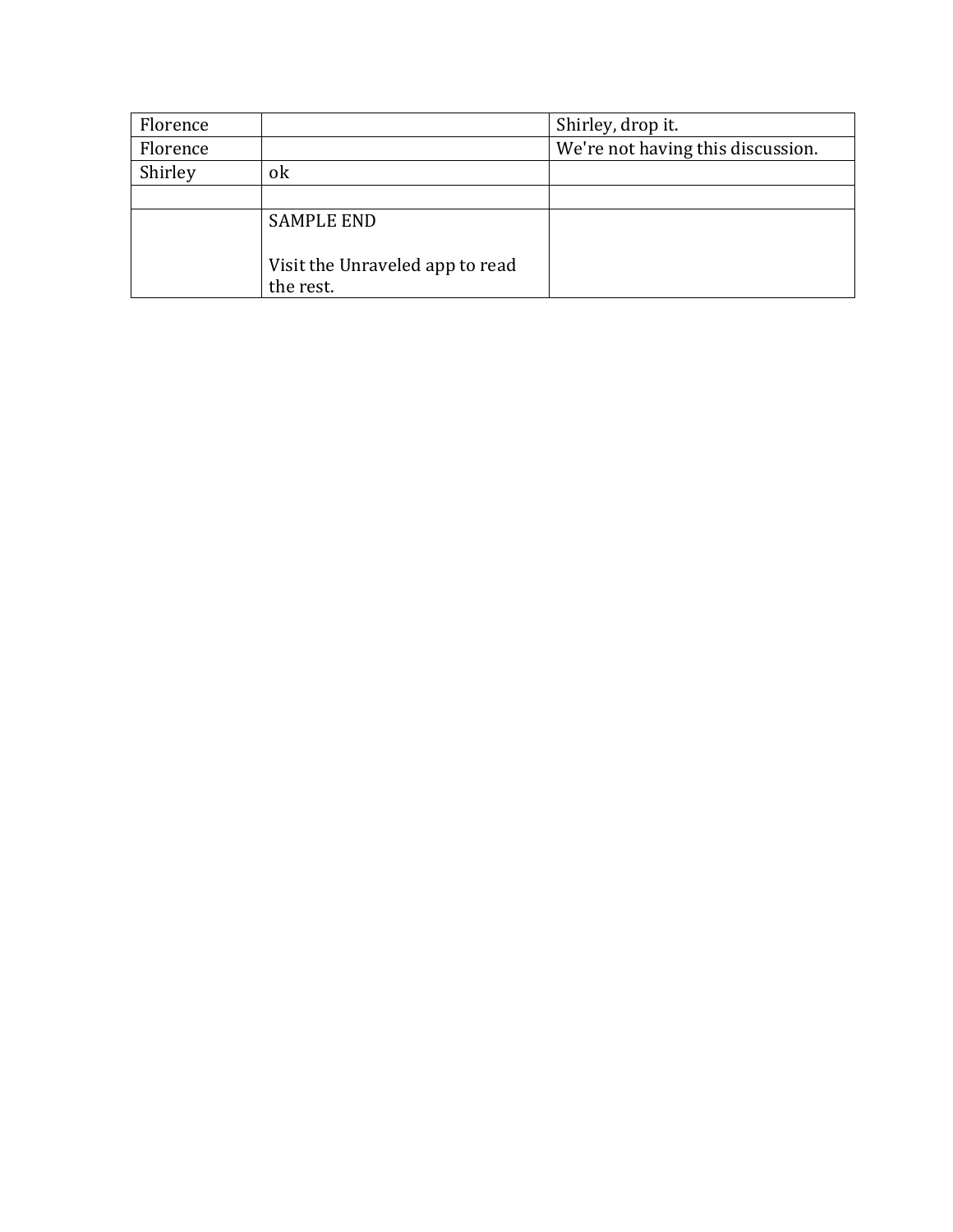| | | |
|---|---|---|
| Florence | | Shirley, drop it. |
| Florence | | We're not having this discussion. |
| Shirley | ok | |
| | | |
| | SAMPLE END<br><br>Visit the Unraveled app to read the rest. | |